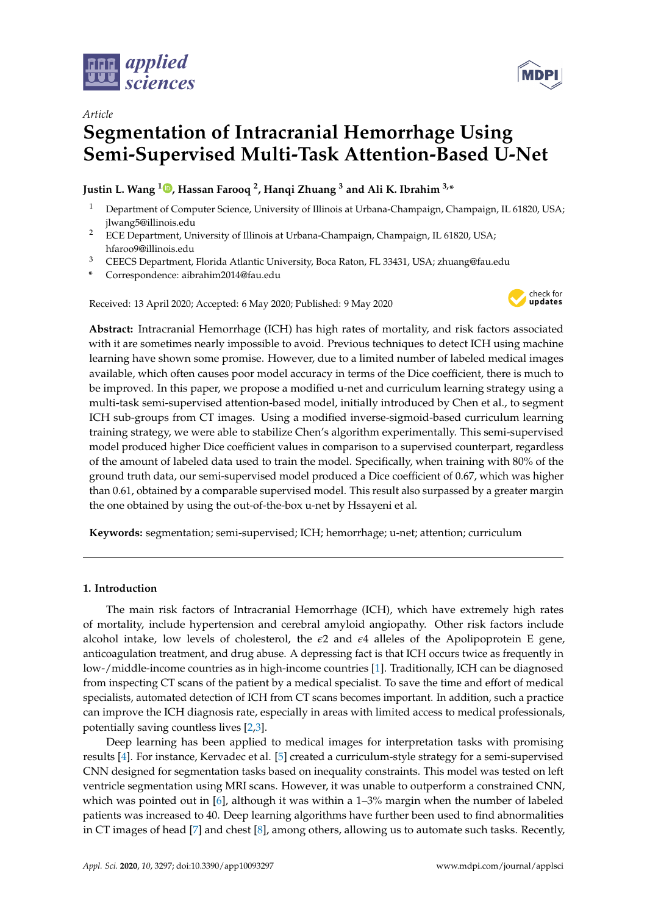*Article*

# Segmentation of Intracranial Hemorrhage Using Semi-Supervised Multi-Task Attention-Based U-Net

**Justin L. Wang [1], Hassan Farooq [2], Hanqi Zhuang [3] and Ali K. Ibrahim [3,*]**

[1] Department of Computer Science, University of Illinois at Urbana-Champaign, Champaign, IL 61820, USA; jlwang5@illinois.edu

[2] ECE Department, University of Illinois at Urbana-Champaign, Champaign, IL 61820, USA; hfaroo9@illinois.edu

[3] CEECS Department, Florida Atlantic University, Boca Raton, FL 33431, USA; zhuang@fau.edu

\* Correspondence: aibrahim2014@fau.edu

Received: 13 April 2020; Accepted: 6 May 2020; Published: 9 May 2020

**Abstract:** Intracranial Hemorrhage (ICH) has high rates of mortality, and risk factors associated with it are sometimes nearly impossible to avoid. Previous techniques to detect ICH using machine learning have shown some promise. However, due to a limited number of labeled medical images available, which often causes poor model accuracy in terms of the Dice coefficient, there is much to be improved. In this paper, we propose a modified u-net and curriculum learning strategy using a multi-task semi-supervised attention-based model, initially introduced by Chen et al., to segment ICH sub-groups from CT images. Using a modified inverse-sigmoid-based curriculum learning training strategy, we were able to stabilize Chen's algorithm experimentally. This semi-supervised model produced higher Dice coefficient values in comparison to a supervised counterpart, regardless of the amount of labeled data used to train the model. Specifically, when training with 80% of the ground truth data, our semi-supervised model produced a Dice coefficient of 0.67, which was higher than 0.61, obtained by a comparable supervised model. This result also surpassed by a greater margin the one obtained by using the out-of-the-box u-net by Hssayeni et al.

**Keywords:** segmentation; semi-supervised; ICH; hemorrhage; u-net; attention; curriculum

## 1. Introduction

The main risk factors of Intracranial Hemorrhage (ICH), which have extremely high rates of mortality, include hypertension and cerebral amyloid angiopathy. Other risk factors include alcohol intake, low levels of cholesterol, the $\epsilon 2$ and $\epsilon 4$ alleles of the Apolipoprotein E gene, anticoagulation treatment, and drug abuse. A depressing fact is that ICH occurs twice as frequently in low-/middle-income countries as in high-income countries [1]. Traditionally, ICH can be diagnosed from inspecting CT scans of the patient by a medical specialist. To save the time and effort of medical specialists, automated detection of ICH from CT scans becomes important. In addition, such a practice can improve the ICH diagnosis rate, especially in areas with limited access to medical professionals, potentially saving countless lives [2,3].

Deep learning has been applied to medical images for interpretation tasks with promising results [4]. For instance, Kervadec et al. [5] created a curriculum-style strategy for a semi-supervised CNN designed for segmentation tasks based on inequality constraints. This model was tested on left ventricle segmentation using MRI scans. However, it was unable to outperform a constrained CNN, which was pointed out in [6], although it was within a 1–3% margin when the number of labeled patients was increased to 40. Deep learning algorithms have further been used to find abnormalities in CT images of head [7] and chest [8], among others, allowing us to automate such tasks. Recently,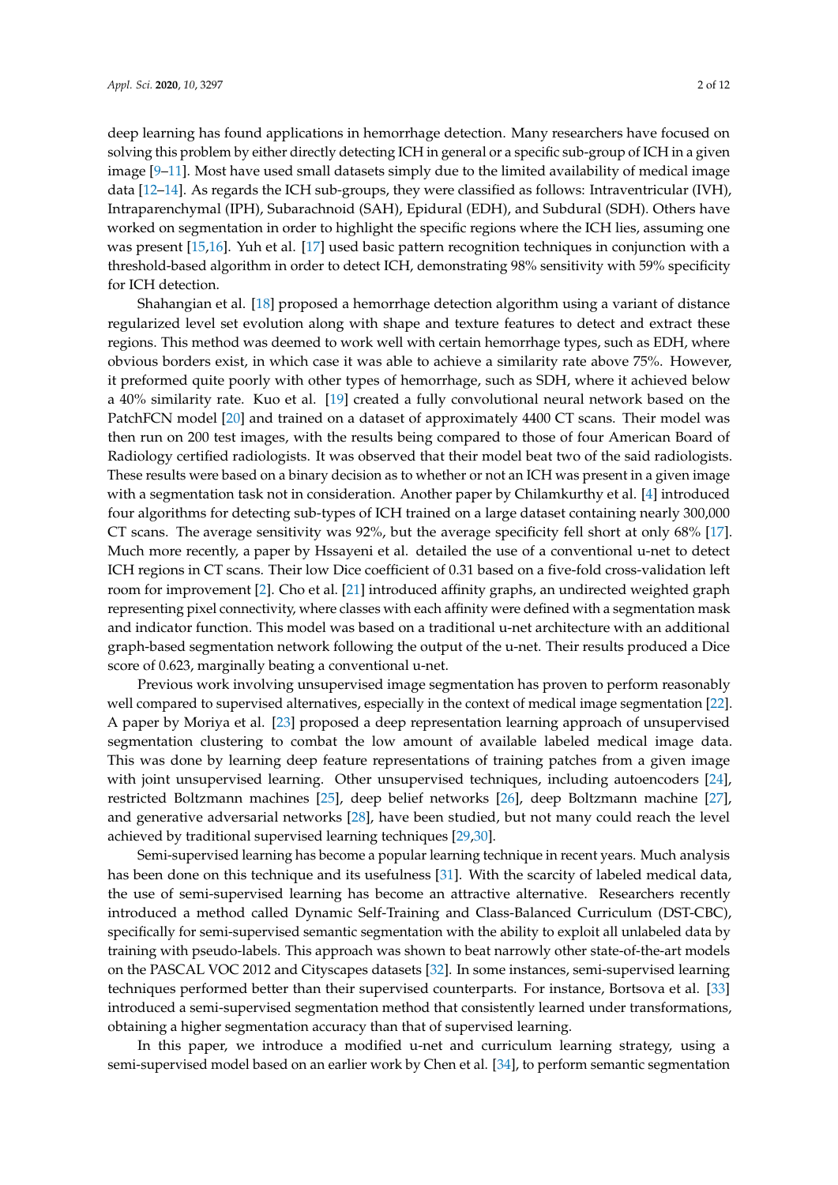deep learning has found applications in hemorrhage detection. Many researchers have focused on solving this problem by either directly detecting ICH in general or a specific sub-group of ICH in a given image [9–11]. Most have used small datasets simply due to the limited availability of medical image data [12–14]. As regards the ICH sub-groups, they were classified as follows: Intraventricular (IVH), Intraparenchymal (IPH), Subarachnoid (SAH), Epidural (EDH), and Subdural (SDH). Others have worked on segmentation in order to highlight the specific regions where the ICH lies, assuming one was present [15,16]. Yuh et al. [17] used basic pattern recognition techniques in conjunction with a threshold-based algorithm in order to detect ICH, demonstrating 98% sensitivity with 59% specificity for ICH detection.

Shahangian et al. [18] proposed a hemorrhage detection algorithm using a variant of distance regularized level set evolution along with shape and texture features to detect and extract these regions. This method was deemed to work well with certain hemorrhage types, such as EDH, where obvious borders exist, in which case it was able to achieve a similarity rate above 75%. However, it preformed quite poorly with other types of hemorrhage, such as SDH, where it achieved below a 40% similarity rate. Kuo et al. [19] created a fully convolutional neural network based on the PatchFCN model [20] and trained on a dataset of approximately 4400 CT scans. Their model was then run on 200 test images, with the results being compared to those of four American Board of Radiology certified radiologists. It was observed that their model beat two of the said radiologists. These results were based on a binary decision as to whether or not an ICH was present in a given image with a segmentation task not in consideration. Another paper by Chilamkurthy et al. [4] introduced four algorithms for detecting sub-types of ICH trained on a large dataset containing nearly 300,000 CT scans. The average sensitivity was 92%, but the average specificity fell short at only 68% [17]. Much more recently, a paper by Hssayeni et al. detailed the use of a conventional u-net to detect ICH regions in CT scans. Their low Dice coefficient of 0.31 based on a five-fold cross-validation left room for improvement [2]. Cho et al. [21] introduced affinity graphs, an undirected weighted graph representing pixel connectivity, where classes with each affinity were defined with a segmentation mask and indicator function. This model was based on a traditional u-net architecture with an additional graph-based segmentation network following the output of the u-net. Their results produced a Dice score of 0.623, marginally beating a conventional u-net.

Previous work involving unsupervised image segmentation has proven to perform reasonably well compared to supervised alternatives, especially in the context of medical image segmentation [22]. A paper by Moriya et al. [23] proposed a deep representation learning approach of unsupervised segmentation clustering to combat the low amount of available labeled medical image data. This was done by learning deep feature representations of training patches from a given image with joint unsupervised learning. Other unsupervised techniques, including autoencoders [24], restricted Boltzmann machines [25], deep belief networks [26], deep Boltzmann machine [27], and generative adversarial networks [28], have been studied, but not many could reach the level achieved by traditional supervised learning techniques [29,30].

Semi-supervised learning has become a popular learning technique in recent years. Much analysis has been done on this technique and its usefulness [31]. With the scarcity of labeled medical data, the use of semi-supervised learning has become an attractive alternative. Researchers recently introduced a method called Dynamic Self-Training and Class-Balanced Curriculum (DST-CBC), specifically for semi-supervised semantic segmentation with the ability to exploit all unlabeled data by training with pseudo-labels. This approach was shown to beat narrowly other state-of-the-art models on the PASCAL VOC 2012 and Cityscapes datasets [32]. In some instances, semi-supervised learning techniques performed better than their supervised counterparts. For instance, Bortsova et al. [33] introduced a semi-supervised segmentation method that consistently learned under transformations, obtaining a higher segmentation accuracy than that of supervised learning.

In this paper, we introduce a modified u-net and curriculum learning strategy, using a semi-supervised model based on an earlier work by Chen et al. [34], to perform semantic segmentation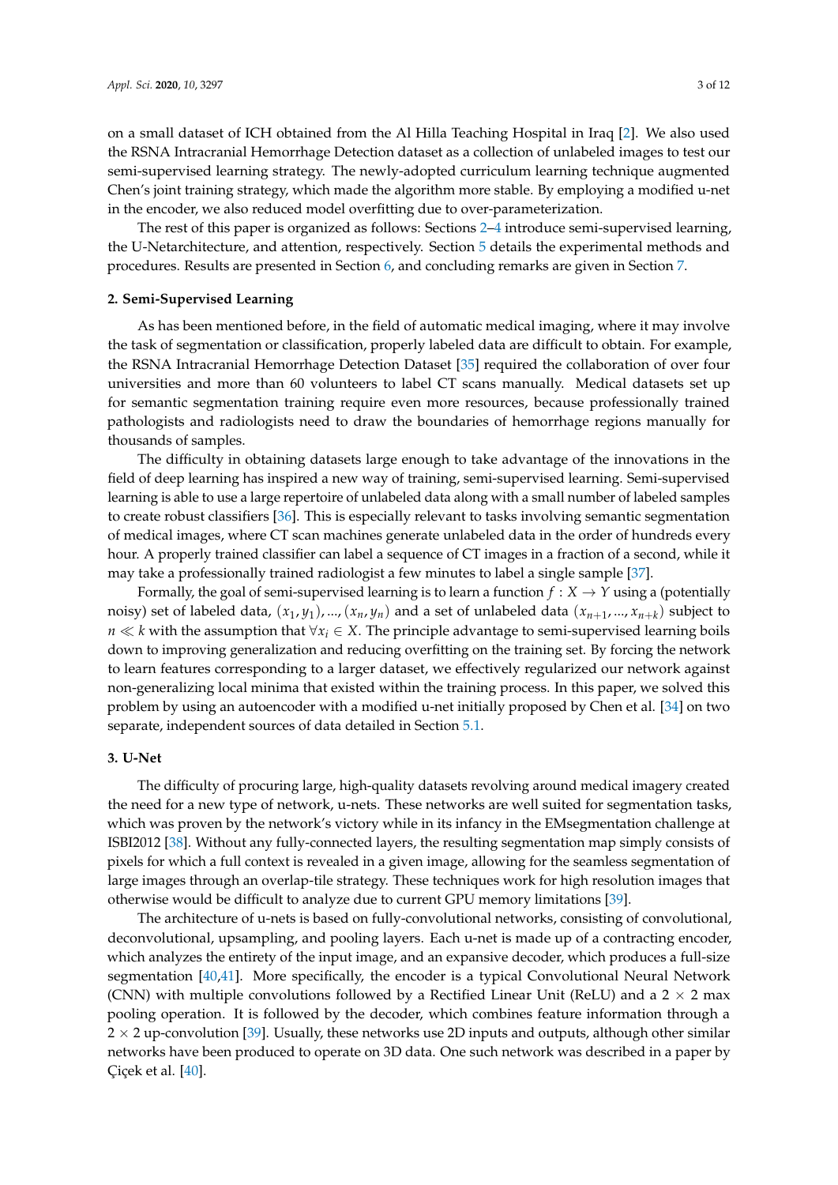on a small dataset of ICH obtained from the Al Hilla Teaching Hospital in Iraq [2]. We also used the RSNA Intracranial Hemorrhage Detection dataset as a collection of unlabeled images to test our semi-supervised learning strategy. The newly-adopted curriculum learning technique augmented Chen's joint training strategy, which made the algorithm more stable. By employing a modified u-net in the encoder, we also reduced model overfitting due to over-parameterization.

The rest of this paper is organized as follows: Sections 2–4 introduce semi-supervised learning, the U-Netarchitecture, and attention, respectively. Section 5 details the experimental methods and procedures. Results are presented in Section 6, and concluding remarks are given in Section 7.

## 2. Semi-Supervised Learning

As has been mentioned before, in the field of automatic medical imaging, where it may involve the task of segmentation or classification, properly labeled data are difficult to obtain. For example, the RSNA Intracranial Hemorrhage Detection Dataset [35] required the collaboration of over four universities and more than 60 volunteers to label CT scans manually. Medical datasets set up for semantic segmentation training require even more resources, because professionally trained pathologists and radiologists need to draw the boundaries of hemorrhage regions manually for thousands of samples.

The difficulty in obtaining datasets large enough to take advantage of the innovations in the field of deep learning has inspired a new way of training, semi-supervised learning. Semi-supervised learning is able to use a large repertoire of unlabeled data along with a small number of labeled samples to create robust classifiers [36]. This is especially relevant to tasks involving semantic segmentation of medical images, where CT scan machines generate unlabeled data in the order of hundreds every hour. A properly trained classifier can label a sequence of CT images in a fraction of a second, while it may take a professionally trained radiologist a few minutes to label a single sample [37].

Formally, the goal of semi-supervised learning is to learn a function $f : X \rightarrow Y$ using a (potentially noisy) set of labeled data, $(x_1, y_1), ..., (x_n, y_n)$ and a set of unlabeled data $(x_{n+1}, ..., x_{n+k})$ subject to $n \ll k$ with the assumption that $\forall x_i \in X$. The principle advantage to semi-supervised learning boils down to improving generalization and reducing overfitting on the training set. By forcing the network to learn features corresponding to a larger dataset, we effectively regularized our network against non-generalizing local minima that existed within the training process. In this paper, we solved this problem by using an autoencoder with a modified u-net initially proposed by Chen et al. [34] on two separate, independent sources of data detailed in Section 5.1.

## 3. U-Net

The difficulty of procuring large, high-quality datasets revolving around medical imagery created the need for a new type of network, u-nets. These networks are well suited for segmentation tasks, which was proven by the network's victory while in its infancy in the EMsegmentation challenge at ISBI2012 [38]. Without any fully-connected layers, the resulting segmentation map simply consists of pixels for which a full context is revealed in a given image, allowing for the seamless segmentation of large images through an overlap-tile strategy. These techniques work for high resolution images that otherwise would be difficult to analyze due to current GPU memory limitations [39].

The architecture of u-nets is based on fully-convolutional networks, consisting of convolutional, deconvolutional, upsampling, and pooling layers. Each u-net is made up of a contracting encoder, which analyzes the entirety of the input image, and an expansive decoder, which produces a full-size segmentation [40,41]. More specifically, the encoder is a typical Convolutional Neural Network (CNN) with multiple convolutions followed by a Rectified Linear Unit (ReLU) and a $2 \times 2$ max pooling operation. It is followed by the decoder, which combines feature information through a $2 \times 2$ up-convolution [39]. Usually, these networks use 2D inputs and outputs, although other similar networks have been produced to operate on 3D data. One such network was described in a paper by Çiçek et al. [40].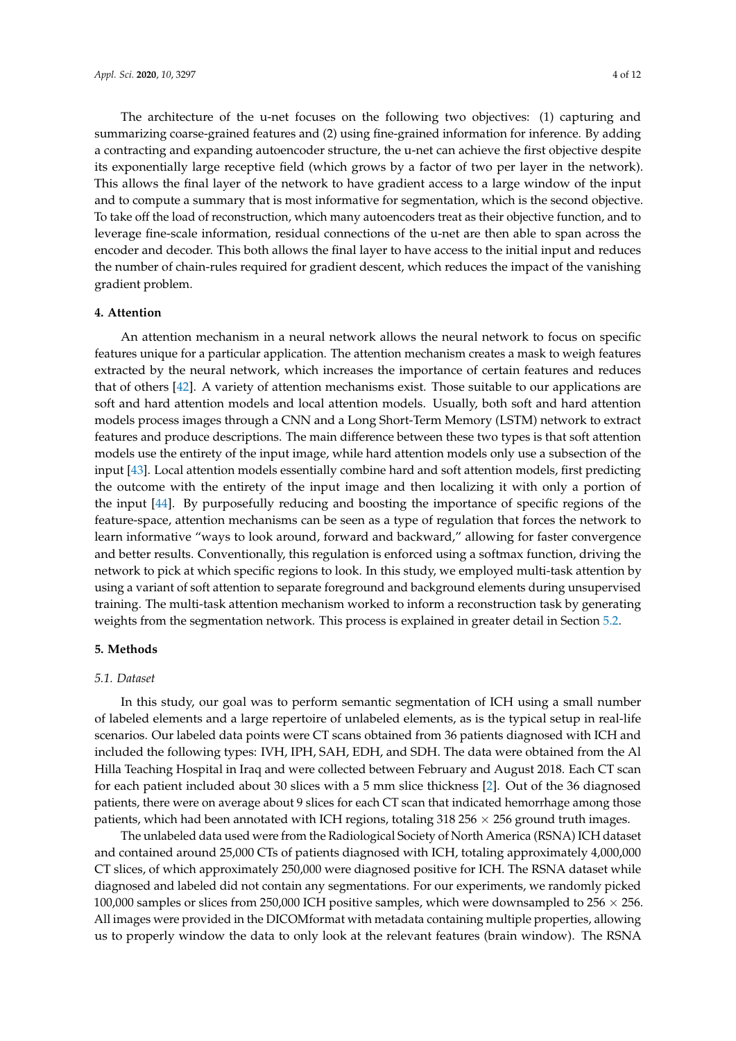The architecture of the u-net focuses on the following two objectives: (1) capturing and summarizing coarse-grained features and (2) using fine-grained information for inference. By adding a contracting and expanding autoencoder structure, the u-net can achieve the first objective despite its exponentially large receptive field (which grows by a factor of two per layer in the network). This allows the final layer of the network to have gradient access to a large window of the input and to compute a summary that is most informative for segmentation, which is the second objective. To take off the load of reconstruction, which many autoencoders treat as their objective function, and to leverage fine-scale information, residual connections of the u-net are then able to span across the encoder and decoder. This both allows the final layer to have access to the initial input and reduces the number of chain-rules required for gradient descent, which reduces the impact of the vanishing gradient problem.

## 4. Attention

An attention mechanism in a neural network allows the neural network to focus on specific features unique for a particular application. The attention mechanism creates a mask to weigh features extracted by the neural network, which increases the importance of certain features and reduces that of others [42]. A variety of attention mechanisms exist. Those suitable to our applications are soft and hard attention models and local attention models. Usually, both soft and hard attention models process images through a CNN and a Long Short-Term Memory (LSTM) network to extract features and produce descriptions. The main difference between these two types is that soft attention models use the entirety of the input image, while hard attention models only use a subsection of the input [43]. Local attention models essentially combine hard and soft attention models, first predicting the outcome with the entirety of the input image and then localizing it with only a portion of the input [44]. By purposefully reducing and boosting the importance of specific regions of the feature-space, attention mechanisms can be seen as a type of regulation that forces the network to learn informative "ways to look around, forward and backward," allowing for faster convergence and better results. Conventionally, this regulation is enforced using a softmax function, driving the network to pick at which specific regions to look. In this study, we employed multi-task attention by using a variant of soft attention to separate foreground and background elements during unsupervised training. The multi-task attention mechanism worked to inform a reconstruction task by generating weights from the segmentation network. This process is explained in greater detail in Section 5.2.

## 5. Methods

### 5.1. Dataset

In this study, our goal was to perform semantic segmentation of ICH using a small number of labeled elements and a large repertoire of unlabeled elements, as is the typical setup in real-life scenarios. Our labeled data points were CT scans obtained from 36 patients diagnosed with ICH and included the following types: IVH, IPH, SAH, EDH, and SDH. The data were obtained from the Al Hilla Teaching Hospital in Iraq and were collected between February and August 2018. Each CT scan for each patient included about 30 slices with a 5 mm slice thickness [2]. Out of the 36 diagnosed patients, there were on average about 9 slices for each CT scan that indicated hemorrhage among those patients, which had been annotated with ICH regions, totaling 318 $256 \times 256$ ground truth images.

The unlabeled data used were from the Radiological Society of North America (RSNA) ICH dataset and contained around 25,000 CTs of patients diagnosed with ICH, totaling approximately 4,000,000 CT slices, of which approximately 250,000 were diagnosed positive for ICH. The RSNA dataset while diagnosed and labeled did not contain any segmentations. For our experiments, we randomly picked 100,000 samples or slices from 250,000 ICH positive samples, which were downsampled to $256 \times 256$. All images were provided in the DICOMformat with metadata containing multiple properties, allowing us to properly window the data to only look at the relevant features (brain window). The RSNA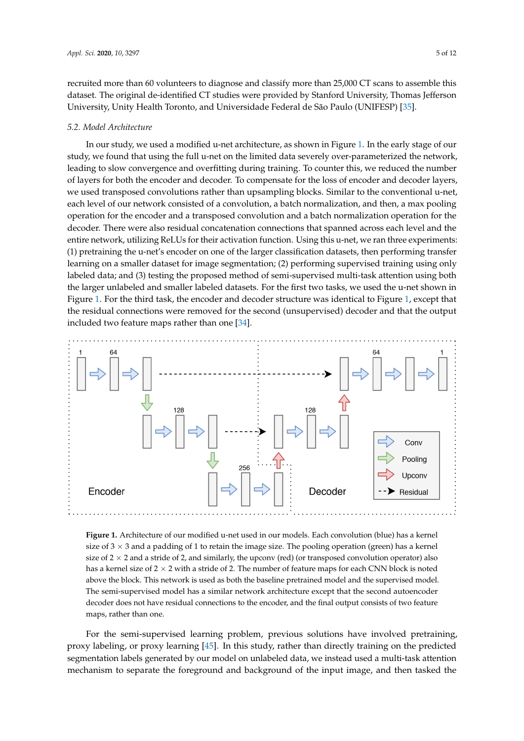recruited more than 60 volunteers to diagnose and classify more than 25,000 CT scans to assemble this dataset. The original de-identified CT studies were provided by Stanford University, Thomas Jefferson University, Unity Health Toronto, and Universidade Federal de São Paulo (UNIFESP) [35].

### 5.2. Model Architecture

In our study, we used a modified u-net architecture, as shown in Figure 1. In the early stage of our study, we found that using the full u-net on the limited data severely over-parameterized the network, leading to slow convergence and overfitting during training. To counter this, we reduced the number of layers for both the encoder and decoder. To compensate for the loss of encoder and decoder layers, we used transposed convolutions rather than upsampling blocks. Similar to the conventional u-net, each level of our network consisted of a convolution, a batch normalization, and then, a max pooling operation for the encoder and a transposed convolution and a batch normalization operation for the decoder. There were also residual concatenation connections that spanned across each level and the entire network, utilizing ReLUs for their activation function. Using this u-net, we ran three experiments: (1) pretraining the u-net's encoder on one of the larger classification datasets, then performing transfer learning on a smaller dataset for image segmentation; (2) performing supervised training using only labeled data; and (3) testing the proposed method of semi-supervised multi-task attention using both the larger unlabeled and smaller labeled datasets. For the first two tasks, we used the u-net shown in Figure 1. For the third task, the encoder and decoder structure was identical to Figure 1, except that the residual connections were removed for the second (unsupervised) decoder and that the output included two feature maps rather than one [34].

**Figure 1.** Architecture of our modified u-net used in our models. Each convolution (blue) has a kernel size of $3 \times 3$ and a padding of 1 to retain the image size. The pooling operation (green) has a kernel size of $2 \times 2$ and a stride of 2, and similarly, the upconv (red) (or transposed convolution operator) also has a kernel size of $2 \times 2$ with a stride of 2. The number of feature maps for each CNN block is noted above the block. This network is used as both the baseline pretrained model and the supervised model. The semi-supervised model has a similar network architecture except that the second autoencoder decoder does not have residual connections to the encoder, and the final output consists of two feature maps, rather than one.

For the semi-supervised learning problem, previous solutions have involved pretraining, proxy labeling, or proxy learning [45]. In this study, rather than directly training on the predicted segmentation labels generated by our model on unlabeled data, we instead used a multi-task attention mechanism to separate the foreground and background of the input image, and then tasked the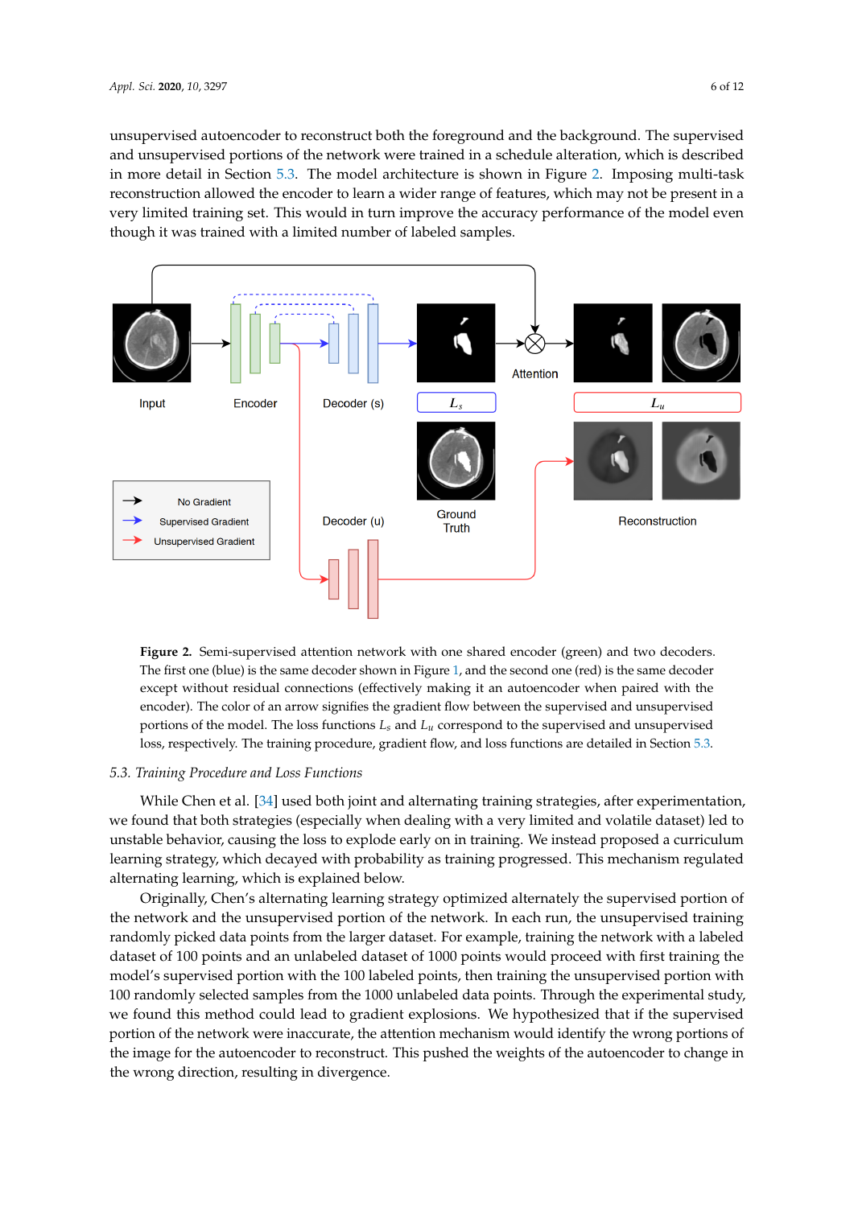unsupervised autoencoder to reconstruct both the foreground and the background. The supervised and unsupervised portions of the network were trained in a schedule alteration, which is described in more detail in Section 5.3. The model architecture is shown in Figure 2. Imposing multi-task reconstruction allowed the encoder to learn a wider range of features, which may not be present in a very limited training set. This would in turn improve the accuracy performance of the model even though it was trained with a limited number of labeled samples.

**Figure 2.** Semi-supervised attention network with one shared encoder (green) and two decoders. The first one (blue) is the same decoder shown in Figure 1, and the second one (red) is the same decoder except without residual connections (effectively making it an autoencoder when paired with the encoder). The color of an arrow signifies the gradient flow between the supervised and unsupervised portions of the model. The loss functions $L_s$ and $L_u$ correspond to the supervised and unsupervised loss, respectively. The training procedure, gradient flow, and loss functions are detailed in Section 5.3.

### 5.3. Training Procedure and Loss Functions

While Chen et al. [34] used both joint and alternating training strategies, after experimentation, we found that both strategies (especially when dealing with a very limited and volatile dataset) led to unstable behavior, causing the loss to explode early on in training. We instead proposed a curriculum learning strategy, which decayed with probability as training progressed. This mechanism regulated alternating learning, which is explained below.

Originally, Chen's alternating learning strategy optimized alternately the supervised portion of the network and the unsupervised portion of the network. In each run, the unsupervised training randomly picked data points from the larger dataset. For example, training the network with a labeled dataset of 100 points and an unlabeled dataset of 1000 points would proceed with first training the model's supervised portion with the 100 labeled points, then training the unsupervised portion with 100 randomly selected samples from the 1000 unlabeled data points. Through the experimental study, we found this method could lead to gradient explosions. We hypothesized that if the supervised portion of the network were inaccurate, the attention mechanism would identify the wrong portions of the image for the autoencoder to reconstruct. This pushed the weights of the autoencoder to change in the wrong direction, resulting in divergence.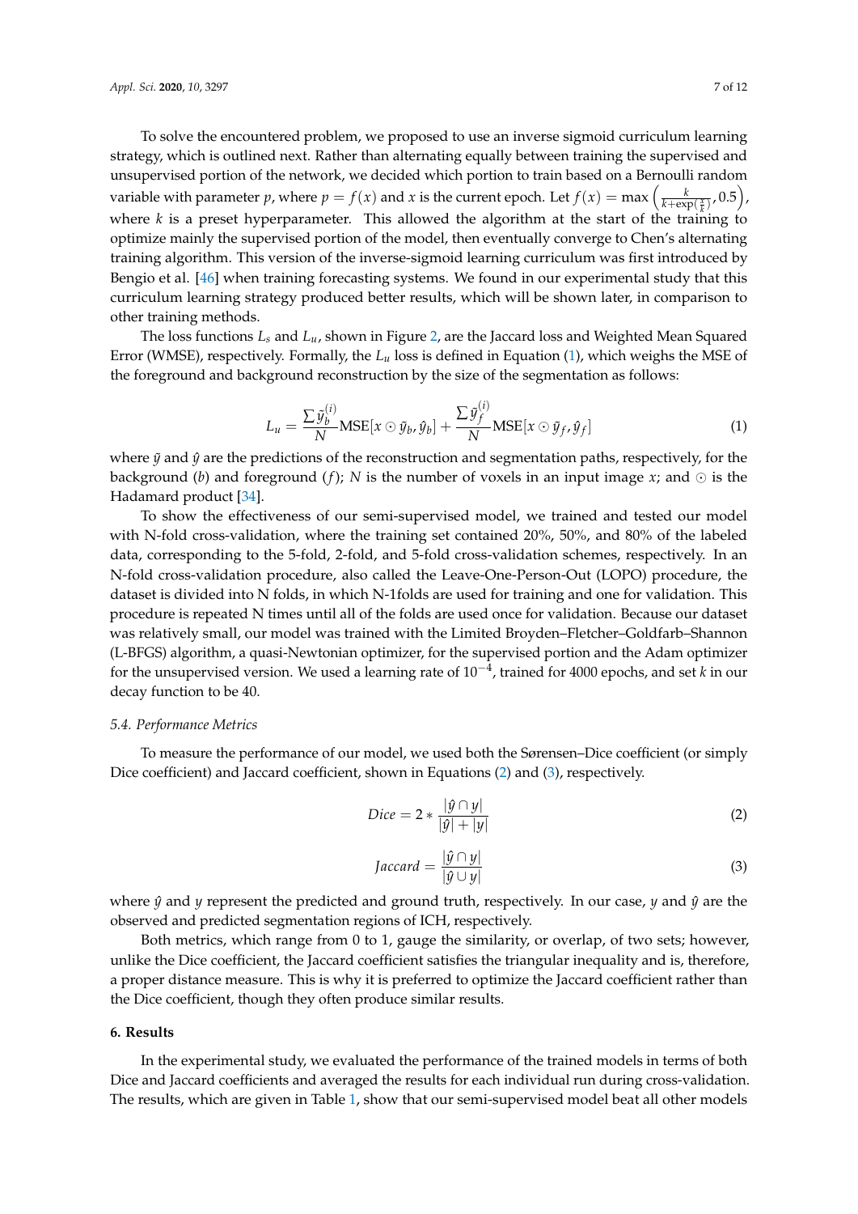To solve the encountered problem, we proposed to use an inverse sigmoid curriculum learning strategy, which is outlined next. Rather than alternating equally between training the supervised and unsupervised portion of the network, we decided which portion to train based on a Bernoulli random variable with parameter $p$, where $p = f(x)$ and $x$ is the current epoch. Let $f(x) = \max\left(\frac{k}{k+\exp(\frac{x}{k})}, 0.5\right)$, where $k$ is a preset hyperparameter. This allowed the algorithm at the start of the training to optimize mainly the supervised portion of the model, then eventually converge to Chen's alternating training algorithm. This version of the inverse-sigmoid learning curriculum was first introduced by Bengio et al. [46] when training forecasting systems. We found in our experimental study that this curriculum learning strategy produced better results, which will be shown later, in comparison to other training methods.

The loss functions $L_s$ and $L_u$, shown in Figure 2, are the Jaccard loss and Weighted Mean Squared Error (WMSE), respectively. Formally, the $L_u$ loss is defined in Equation (1), which weighs the MSE of the foreground and background reconstruction by the size of the segmentation as follows:

$$L_u = \frac{\sum \tilde{y}_b^{(i)}}{N} \text{MSE}[x \odot \tilde{y}_b, \hat{y}_b] + \frac{\sum \tilde{y}_f^{(i)}}{N} \text{MSE}[x \odot \tilde{y}_f, \hat{y}_f] \tag{1}$$

where $\tilde{y}$ and $\hat{y}$ are the predictions of the reconstruction and segmentation paths, respectively, for the background ($b$) and foreground ($f$); $N$ is the number of voxels in an input image $x$; and $\odot$ is the Hadamard product [34].

To show the effectiveness of our semi-supervised model, we trained and tested our model with N-fold cross-validation, where the training set contained 20%, 50%, and 80% of the labeled data, corresponding to the 5-fold, 2-fold, and 5-fold cross-validation schemes, respectively. In an N-fold cross-validation procedure, also called the Leave-One-Person-Out (LOPO) procedure, the dataset is divided into N folds, in which N-1folds are used for training and one for validation. This procedure is repeated N times until all of the folds are used once for validation. Because our dataset was relatively small, our model was trained with the Limited Broyden–Fletcher–Goldfarb–Shannon (L-BFGS) algorithm, a quasi-Newtonian optimizer, for the supervised portion and the Adam optimizer for the unsupervised version. We used a learning rate of $10^{-4}$, trained for 4000 epochs, and set $k$ in our decay function to be 40.

### 5.4. Performance Metrics

To measure the performance of our model, we used both the Sørensen–Dice coefficient (or simply Dice coefficient) and Jaccard coefficient, shown in Equations (2) and (3), respectively.

$$Dice = 2 * \frac{|\hat{y} \cap y|}{|\hat{y}| + |y|} \tag{2}$$

$$Jaccard = \frac{|\hat{y} \cap y|}{|\hat{y} \cup y|} \tag{3}$$

where $\hat{y}$ and $y$ represent the predicted and ground truth, respectively. In our case, $y$ and $\hat{y}$ are the observed and predicted segmentation regions of ICH, respectively.

Both metrics, which range from 0 to 1, gauge the similarity, or overlap, of two sets; however, unlike the Dice coefficient, the Jaccard coefficient satisfies the triangular inequality and is, therefore, a proper distance measure. This is why it is preferred to optimize the Jaccard coefficient rather than the Dice coefficient, though they often produce similar results.

## 6. Results

In the experimental study, we evaluated the performance of the trained models in terms of both Dice and Jaccard coefficients and averaged the results for each individual run during cross-validation. The results, which are given in Table 1, show that our semi-supervised model beat all other models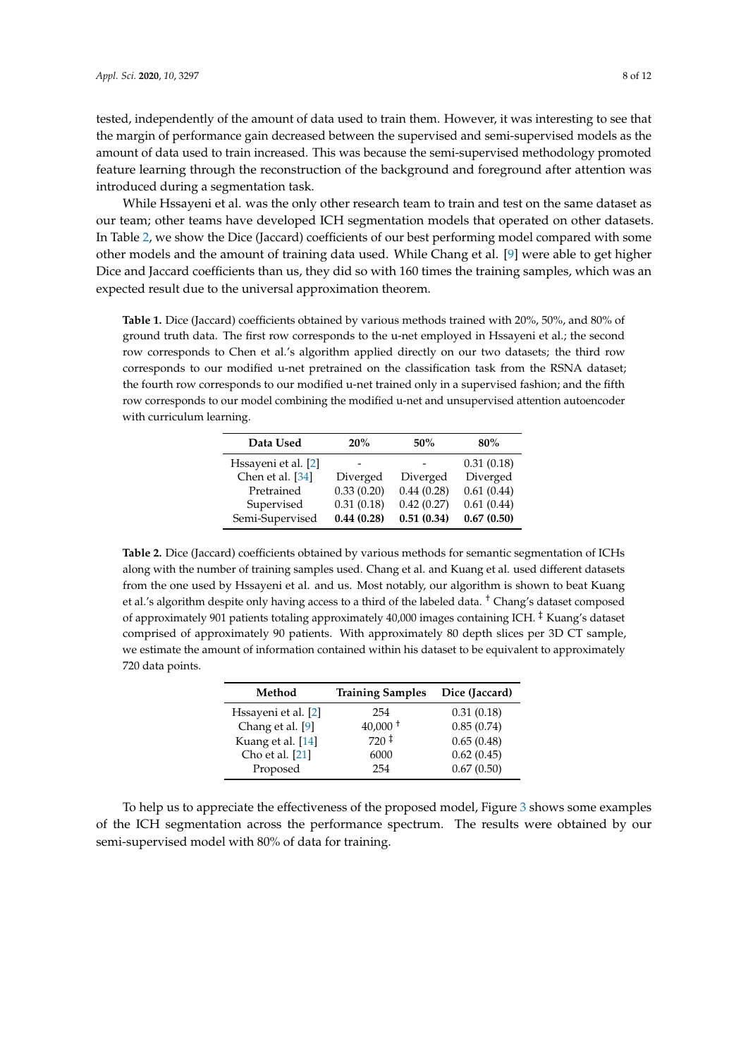tested, independently of the amount of data used to train them. However, it was interesting to see that the margin of performance gain decreased between the supervised and semi-supervised models as the amount of data used to train increased. This was because the semi-supervised methodology promoted feature learning through the reconstruction of the background and foreground after attention was introduced during a segmentation task.

While Hssayeni et al. was the only other research team to train and test on the same dataset as our team; other teams have developed ICH segmentation models that operated on other datasets. In Table 2, we show the Dice (Jaccard) coefficients of our best performing model compared with some other models and the amount of training data used. While Chang et al. [9] were able to get higher Dice and Jaccard coefficients than us, they did so with 160 times the training samples, which was an expected result due to the universal approximation theorem.

**Table 1.** Dice (Jaccard) coefficients obtained by various methods trained with 20%, 50%, and 80% of ground truth data. The first row corresponds to the u-net employed in Hssayeni et al.; the second row corresponds to Chen et al.'s algorithm applied directly on our two datasets; the third row corresponds to our modified u-net pretrained on the classification task from the RSNA dataset; the fourth row corresponds to our modified u-net trained only in a supervised fashion; and the fifth row corresponds to our model combining the modified u-net and unsupervised attention autoencoder with curriculum learning.

| Data Used | 20% | 50% | 80% |
|---|---|---|---|
| Hssayeni et al. [2] | - | - | 0.31 (0.18) |
| Chen et al. [34] | Diverged | Diverged | Diverged |
| Pretrained | 0.33 (0.20) | 0.44 (0.28) | 0.61 (0.44) |
| Supervised | 0.31 (0.18) | 0.42 (0.27) | 0.61 (0.44) |
| Semi-Supervised | **0.44 (0.28)** | **0.51 (0.34)** | **0.67 (0.50)** |

**Table 2.** Dice (Jaccard) coefficients obtained by various methods for semantic segmentation of ICHs along with the number of training samples used. Chang et al. and Kuang et al. used different datasets from the one used by Hssayeni et al. and us. Most notably, our algorithm is shown to beat Kuang et al.'s algorithm despite only having access to a third of the labeled data. † Chang's dataset composed of approximately 901 patients totaling approximately 40,000 images containing ICH. ‡ Kuang's dataset comprised of approximately 90 patients. With approximately 80 depth slices per 3D CT sample, we estimate the amount of information contained within his dataset to be equivalent to approximately 720 data points.

| Method | Training Samples | Dice (Jaccard) |
|---|---|---|
| Hssayeni et al. [2] | 254 | 0.31 (0.18) |
| Chang et al. [9] | 40,000 † | 0.85 (0.74) |
| Kuang et al. [14] | 720 ‡ | 0.65 (0.48) |
| Cho et al. [21] | 6000 | 0.62 (0.45) |
| Proposed | 254 | 0.67 (0.50) |

To help us to appreciate the effectiveness of the proposed model, Figure 3 shows some examples of the ICH segmentation across the performance spectrum. The results were obtained by our semi-supervised model with 80% of data for training.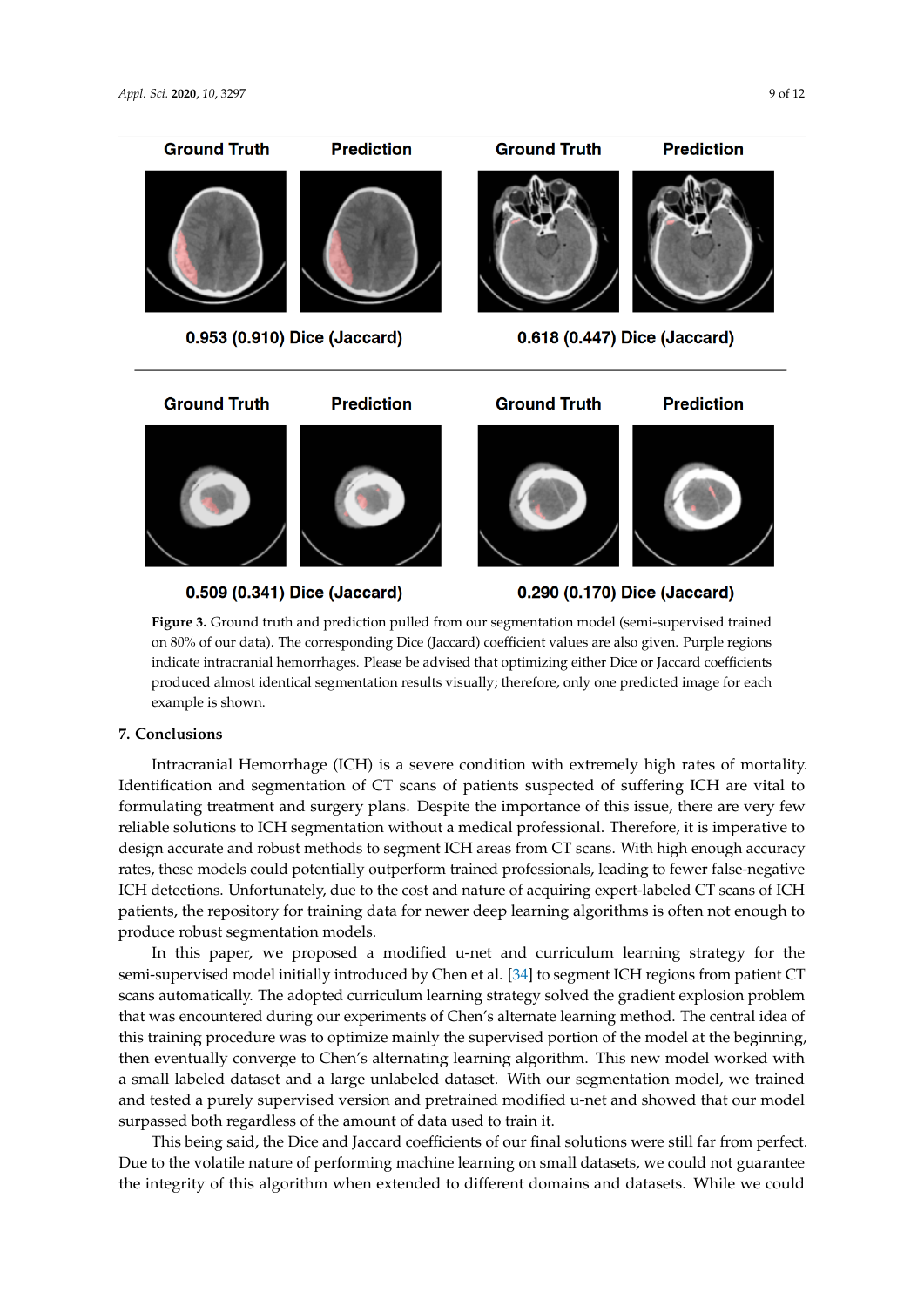Ground Truth | Prediction | Ground Truth | Prediction

0.953 (0.910) Dice (Jaccard) | 0.618 (0.447) Dice (Jaccard)

Ground Truth | Prediction | Ground Truth | Prediction

0.509 (0.341) Dice (Jaccard) | 0.290 (0.170) Dice (Jaccard)

**Figure 3.** Ground truth and prediction pulled from our segmentation model (semi-supervised trained on 80% of our data). The corresponding Dice (Jaccard) coefficient values are also given. Purple regions indicate intracranial hemorrhages. Please be advised that optimizing either Dice or Jaccard coefficients produced almost identical segmentation results visually; therefore, only one predicted image for each example is shown.

## 7. Conclusions

Intracranial Hemorrhage (ICH) is a severe condition with extremely high rates of mortality. Identification and segmentation of CT scans of patients suspected of suffering ICH are vital to formulating treatment and surgery plans. Despite the importance of this issue, there are very few reliable solutions to ICH segmentation without a medical professional. Therefore, it is imperative to design accurate and robust methods to segment ICH areas from CT scans. With high enough accuracy rates, these models could potentially outperform trained professionals, leading to fewer false-negative ICH detections. Unfortunately, due to the cost and nature of acquiring expert-labeled CT scans of ICH patients, the repository for training data for newer deep learning algorithms is often not enough to produce robust segmentation models.

In this paper, we proposed a modified u-net and curriculum learning strategy for the semi-supervised model initially introduced by Chen et al. [34] to segment ICH regions from patient CT scans automatically. The adopted curriculum learning strategy solved the gradient explosion problem that was encountered during our experiments of Chen's alternate learning method. The central idea of this training procedure was to optimize mainly the supervised portion of the model at the beginning, then eventually converge to Chen's alternating learning algorithm. This new model worked with a small labeled dataset and a large unlabeled dataset. With our segmentation model, we trained and tested a purely supervised version and pretrained modified u-net and showed that our model surpassed both regardless of the amount of data used to train it.

This being said, the Dice and Jaccard coefficients of our final solutions were still far from perfect. Due to the volatile nature of performing machine learning on small datasets, we could not guarantee the integrity of this algorithm when extended to different domains and datasets. While we could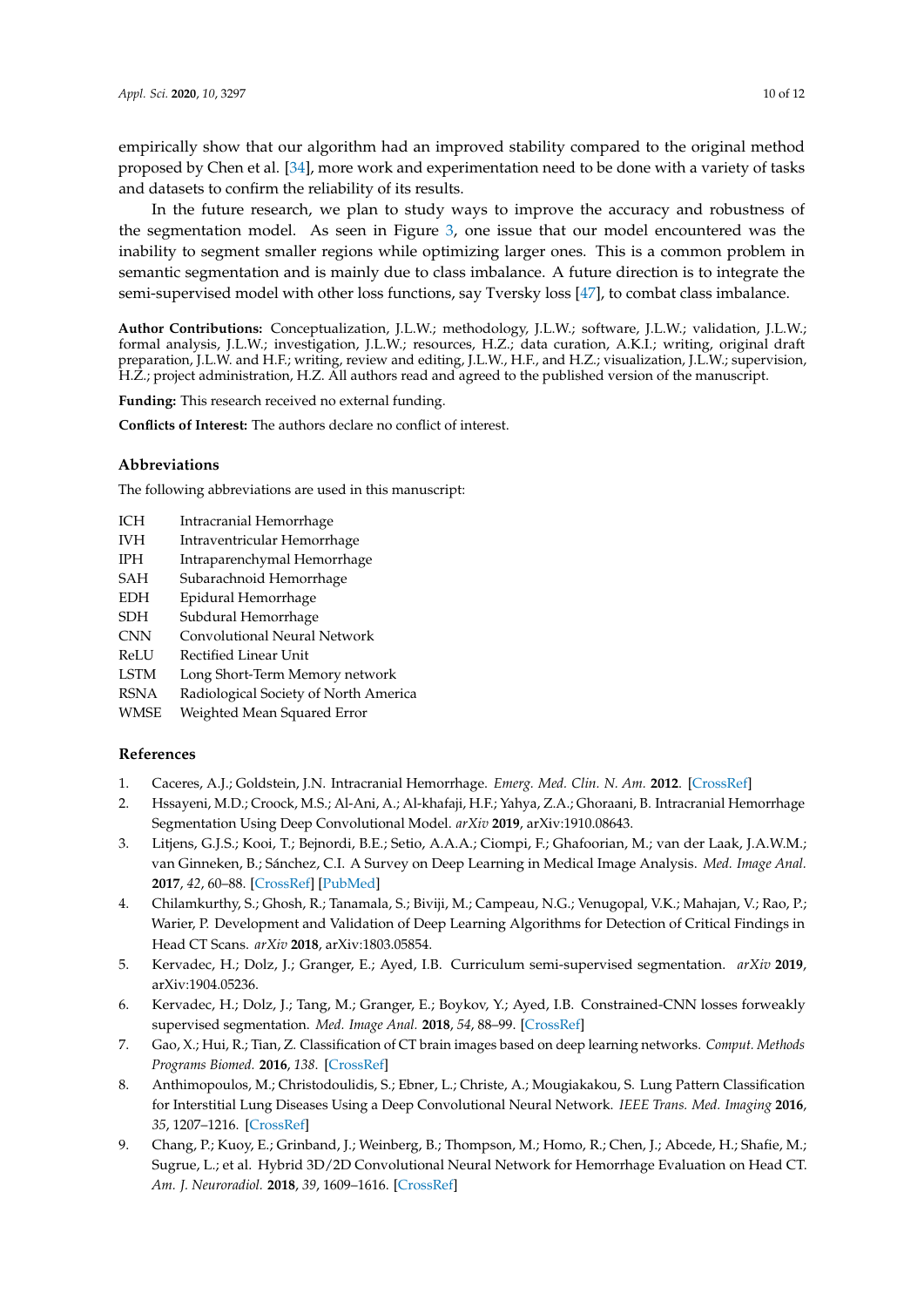empirically show that our algorithm had an improved stability compared to the original method proposed by Chen et al. [34], more work and experimentation need to be done with a variety of tasks and datasets to confirm the reliability of its results.

In the future research, we plan to study ways to improve the accuracy and robustness of the segmentation model. As seen in Figure 3, one issue that our model encountered was the inability to segment smaller regions while optimizing larger ones. This is a common problem in semantic segmentation and is mainly due to class imbalance. A future direction is to integrate the semi-supervised model with other loss functions, say Tversky loss [47], to combat class imbalance.

**Author Contributions:** Conceptualization, J.L.W.; methodology, J.L.W.; software, J.L.W.; validation, J.L.W.; formal analysis, J.L.W.; investigation, J.L.W.; resources, H.Z.; data curation, A.K.I.; writing, original draft preparation, J.L.W. and H.F.; writing, review and editing, J.L.W., H.F., and H.Z.; visualization, J.L.W.; supervision, H.Z.; project administration, H.Z. All authors read and agreed to the published version of the manuscript.

**Funding:** This research received no external funding.

**Conflicts of Interest:** The authors declare no conflict of interest.

## Abbreviations

The following abbreviations are used in this manuscript:

| | |
|---|---|
| ICH | Intracranial Hemorrhage |
| IVH | Intraventricular Hemorrhage |
| IPH | Intraparenchymal Hemorrhage |
| SAH | Subarachnoid Hemorrhage |
| EDH | Epidural Hemorrhage |
| SDH | Subdural Hemorrhage |
| CNN | Convolutional Neural Network |
| ReLU | Rectified Linear Unit |
| LSTM | Long Short-Term Memory network |
| RSNA | Radiological Society of North America |
| WMSE | Weighted Mean Squared Error |

## References

1. Caceres, A.J.; Goldstein, J.N. Intracranial Hemorrhage. *Emerg. Med. Clin. N. Am.* **2012**. [CrossRef]
2. Hssayeni, M.D.; Croock, M.S.; Al-Ani, A.; Al-khafaji, H.F.; Yahya, Z.A.; Ghoraani, B. Intracranial Hemorrhage Segmentation Using Deep Convolutional Model. *arXiv* **2019**, arXiv:1910.08643.
3. Litjens, G.J.S.; Kooi, T.; Bejnordi, B.E.; Setio, A.A.A.; Ciompi, F.; Ghafoorian, M.; van der Laak, J.A.W.M.; van Ginneken, B.; Sánchez, C.I. A Survey on Deep Learning in Medical Image Analysis. *Med. Image Anal.* **2017**, *42*, 60–88. [CrossRef] [PubMed]
4. Chilamkurthy, S.; Ghosh, R.; Tanamala, S.; Biviji, M.; Campeau, N.G.; Venugopal, V.K.; Mahajan, V.; Rao, P.; Warier, P. Development and Validation of Deep Learning Algorithms for Detection of Critical Findings in Head CT Scans. *arXiv* **2018**, arXiv:1803.05854.
5. Kervadec, H.; Dolz, J.; Granger, E.; Ayed, I.B. Curriculum semi-supervised segmentation. *arXiv* **2019**, arXiv:1904.05236.
6. Kervadec, H.; Dolz, J.; Tang, M.; Granger, E.; Boykov, Y.; Ayed, I.B. Constrained-CNN losses forweakly supervised segmentation. *Med. Image Anal.* **2018**, *54*, 88–99. [CrossRef]
7. Gao, X.; Hui, R.; Tian, Z. Classification of CT brain images based on deep learning networks. *Comput. Methods Programs Biomed.* **2016**, *138*. [CrossRef]
8. Anthimopoulos, M.; Christodoulidis, S.; Ebner, L.; Christe, A.; Mougiakakou, S. Lung Pattern Classification for Interstitial Lung Diseases Using a Deep Convolutional Neural Network. *IEEE Trans. Med. Imaging* **2016**, *35*, 1207–1216. [CrossRef]
9. Chang, P.; Kuoy, E.; Grinband, J.; Weinberg, B.; Thompson, M.; Homo, R.; Chen, J.; Abcede, H.; Shafie, M.; Sugrue, L.; et al. Hybrid 3D/2D Convolutional Neural Network for Hemorrhage Evaluation on Head CT. *Am. J. Neuroradiol.* **2018**, *39*, 1609–1616. [CrossRef]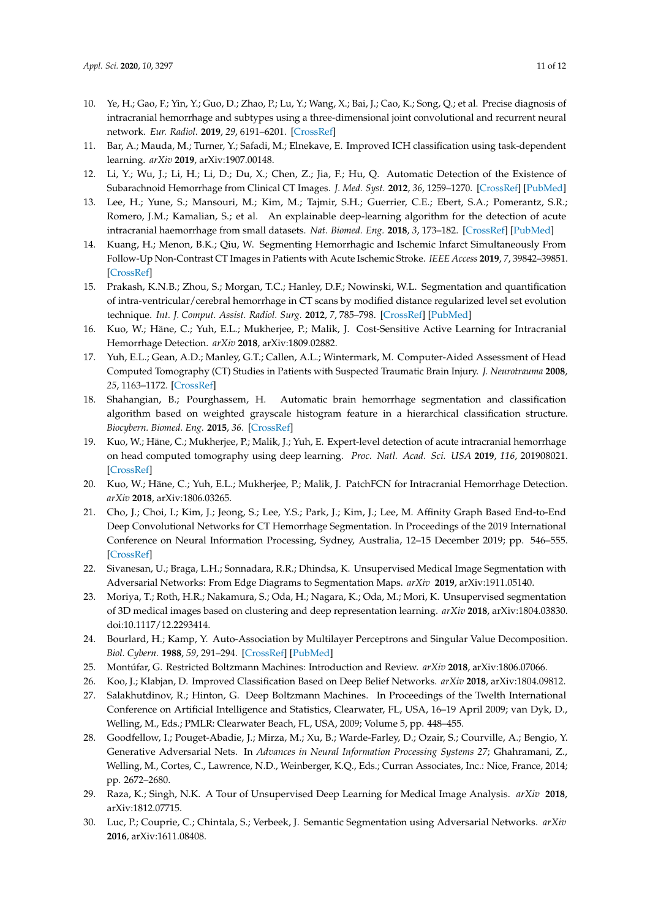10. Ye, H.; Gao, F.; Yin, Y.; Guo, D.; Zhao, P.; Lu, Y.; Wang, X.; Bai, J.; Cao, K.; Song, Q.; et al. Precise diagnosis of intracranial hemorrhage and subtypes using a three-dimensional joint convolutional and recurrent neural network. *Eur. Radiol.* **2019**, *29*, 6191–6201. [CrossRef]
11. Bar, A.; Mauda, M.; Turner, Y.; Safadi, M.; Elnekave, E. Improved ICH classification using task-dependent learning. *arXiv* **2019**, arXiv:1907.00148.
12. Li, Y.; Wu, J.; Li, H.; Li, D.; Du, X.; Chen, Z.; Jia, F.; Hu, Q. Automatic Detection of the Existence of Subarachnoid Hemorrhage from Clinical CT Images. *J. Med. Syst.* **2012**, *36*, 1259–1270. [CrossRef] [PubMed]
13. Lee, H.; Yune, S.; Mansouri, M.; Kim, M.; Tajmir, S.H.; Guerrier, C.E.; Ebert, S.A.; Pomerantz, S.R.; Romero, J.M.; Kamalian, S.; et al. An explainable deep-learning algorithm for the detection of acute intracranial haemorrhage from small datasets. *Nat. Biomed. Eng.* **2018**, *3*, 173–182. [CrossRef] [PubMed]
14. Kuang, H.; Menon, B.K.; Qiu, W. Segmenting Hemorrhagic and Ischemic Infarct Simultaneously From Follow-Up Non-Contrast CT Images in Patients with Acute Ischemic Stroke. *IEEE Access* **2019**, *7*, 39842–39851. [CrossRef]
15. Prakash, K.N.B.; Zhou, S.; Morgan, T.C.; Hanley, D.F.; Nowinski, W.L. Segmentation and quantification of intra-ventricular/cerebral hemorrhage in CT scans by modified distance regularized level set evolution technique. *Int. J. Comput. Assist. Radiol. Surg.* **2012**, *7*, 785–798. [CrossRef] [PubMed]
16. Kuo, W.; Häne, C.; Yuh, E.L.; Mukherjee, P.; Malik, J. Cost-Sensitive Active Learning for Intracranial Hemorrhage Detection. *arXiv* **2018**, arXiv:1809.02882.
17. Yuh, E.L.; Gean, A.D.; Manley, G.T.; Callen, A.L.; Wintermark, M. Computer-Aided Assessment of Head Computed Tomography (CT) Studies in Patients with Suspected Traumatic Brain Injury. *J. Neurotrauma* **2008**, *25*, 1163–1172. [CrossRef]
18. Shahangian, B.; Pourghassem, H. Automatic brain hemorrhage segmentation and classification algorithm based on weighted grayscale histogram feature in a hierarchical classification structure. *Biocybern. Biomed. Eng.* **2015**, *36*. [CrossRef]
19. Kuo, W.; Häne, C.; Mukherjee, P.; Malik, J.; Yuh, E. Expert-level detection of acute intracranial hemorrhage on head computed tomography using deep learning. *Proc. Natl. Acad. Sci. USA* **2019**, *116*, 201908021. [CrossRef]
20. Kuo, W.; Häne, C.; Yuh, E.L.; Mukherjee, P.; Malik, J. PatchFCN for Intracranial Hemorrhage Detection. *arXiv* **2018**, arXiv:1806.03265.
21. Cho, J.; Choi, I.; Kim, J.; Jeong, S.; Lee, Y.S.; Park, J.; Kim, J.; Lee, M. Affinity Graph Based End-to-End Deep Convolutional Networks for CT Hemorrhage Segmentation. In Proceedings of the 2019 International Conference on Neural Information Processing, Sydney, Australia, 12–15 December 2019; pp. 546–555. [CrossRef]
22. Sivanesan, U.; Braga, L.H.; Sonnadara, R.R.; Dhindsa, K. Unsupervised Medical Image Segmentation with Adversarial Networks: From Edge Diagrams to Segmentation Maps. *arXiv* **2019**, arXiv:1911.05140.
23. Moriya, T.; Roth, H.R.; Nakamura, S.; Oda, H.; Nagara, K.; Oda, M.; Mori, K. Unsupervised segmentation of 3D medical images based on clustering and deep representation learning. *arXiv* **2018**, arXiv:1804.03830. doi:10.1117/12.2293414.
24. Bourlard, H.; Kamp, Y. Auto-Association by Multilayer Perceptrons and Singular Value Decomposition. *Biol. Cybern.* **1988**, *59*, 291–294. [CrossRef] [PubMed]
25. Montúfar, G. Restricted Boltzmann Machines: Introduction and Review. *arXiv* **2018**, arXiv:1806.07066.
26. Koo, J.; Klabjan, D. Improved Classification Based on Deep Belief Networks. *arXiv* **2018**, arXiv:1804.09812.
27. Salakhutdinov, R.; Hinton, G. Deep Boltzmann Machines. In Proceedings of the Twelth International Conference on Artificial Intelligence and Statistics, Clearwater, FL, USA, 16–19 April 2009; van Dyk, D., Welling, M., Eds.; PMLR: Clearwater Beach, FL, USA, 2009; Volume 5, pp. 448–455.
28. Goodfellow, I.; Pouget-Abadie, J.; Mirza, M.; Xu, B.; Warde-Farley, D.; Ozair, S.; Courville, A.; Bengio, Y. Generative Adversarial Nets. In *Advances in Neural Information Processing Systems 27*; Ghahramani, Z., Welling, M., Cortes, C., Lawrence, N.D., Weinberger, K.Q., Eds.; Curran Associates, Inc.: Nice, France, 2014; pp. 2672–2680.
29. Raza, K.; Singh, N.K. A Tour of Unsupervised Deep Learning for Medical Image Analysis. *arXiv* **2018**, arXiv:1812.07715.
30. Luc, P.; Couprie, C.; Chintala, S.; Verbeek, J. Semantic Segmentation using Adversarial Networks. *arXiv* **2016**, arXiv:1611.08408.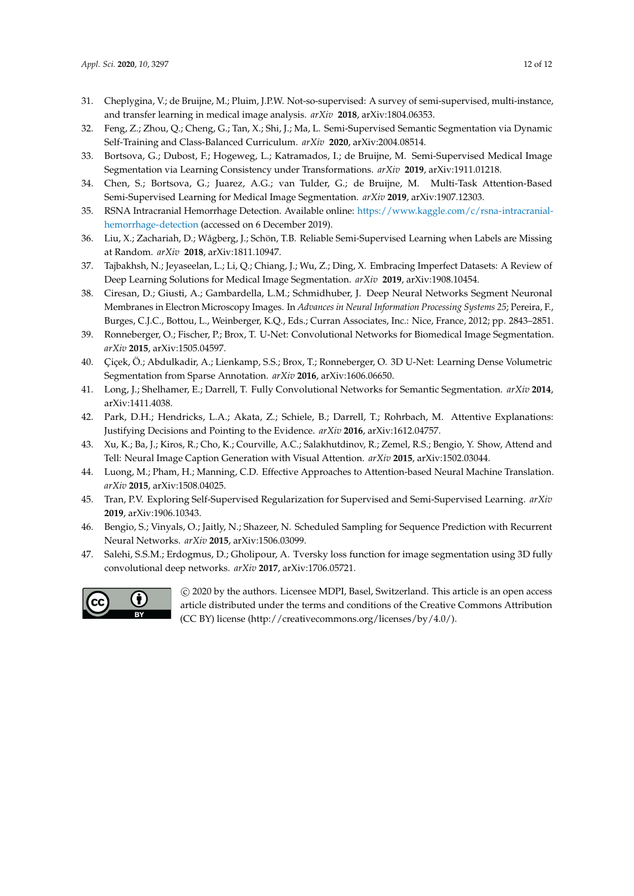31. Cheplygina, V.; de Bruijne, M.; Pluim, J.P.W. Not-so-supervised: A survey of semi-supervised, multi-instance, and transfer learning in medical image analysis. *arXiv* **2018**, arXiv:1804.06353.
32. Feng, Z.; Zhou, Q.; Cheng, G.; Tan, X.; Shi, J.; Ma, L. Semi-Supervised Semantic Segmentation via Dynamic Self-Training and Class-Balanced Curriculum. *arXiv* **2020**, arXiv:2004.08514.
33. Bortsova, G.; Dubost, F.; Hogeweg, L.; Katramados, I.; de Bruijne, M. Semi-Supervised Medical Image Segmentation via Learning Consistency under Transformations. *arXiv* **2019**, arXiv:1911.01218.
34. Chen, S.; Bortsova, G.; Juarez, A.G.; van Tulder, G.; de Bruijne, M. Multi-Task Attention-Based Semi-Supervised Learning for Medical Image Segmentation. *arXiv* **2019**, arXiv:1907.12303.
35. RSNA Intracranial Hemorrhage Detection. Available online: https://www.kaggle.com/c/rsna-intracranial-hemorrhage-detection (accessed on 6 December 2019).
36. Liu, X.; Zachariah, D.; Wågberg, J.; Schön, T.B. Reliable Semi-Supervised Learning when Labels are Missing at Random. *arXiv* **2018**, arXiv:1811.10947.
37. Tajbakhsh, N.; Jeyaseelan, L.; Li, Q.; Chiang, J.; Wu, Z.; Ding, X. Embracing Imperfect Datasets: A Review of Deep Learning Solutions for Medical Image Segmentation. *arXiv* **2019**, arXiv:1908.10454.
38. Ciresan, D.; Giusti, A.; Gambardella, L.M.; Schmidhuber, J. Deep Neural Networks Segment Neuronal Membranes in Electron Microscopy Images. In *Advances in Neural Information Processing Systems 25*; Pereira, F., Burges, C.J.C., Bottou, L., Weinberger, K.Q., Eds.; Curran Associates, Inc.: Nice, France, 2012; pp. 2843–2851.
39. Ronneberger, O.; Fischer, P.; Brox, T. U-Net: Convolutional Networks for Biomedical Image Segmentation. *arXiv* **2015**, arXiv:1505.04597.
40. Çiçek, Ö.; Abdulkadir, A.; Lienkamp, S.S.; Brox, T.; Ronneberger, O. 3D U-Net: Learning Dense Volumetric Segmentation from Sparse Annotation. *arXiv* **2016**, arXiv:1606.06650.
41. Long, J.; Shelhamer, E.; Darrell, T. Fully Convolutional Networks for Semantic Segmentation. *arXiv* **2014**, arXiv:1411.4038.
42. Park, D.H.; Hendricks, L.A.; Akata, Z.; Schiele, B.; Darrell, T.; Rohrbach, M. Attentive Explanations: Justifying Decisions and Pointing to the Evidence. *arXiv* **2016**, arXiv:1612.04757.
43. Xu, K.; Ba, J.; Kiros, R.; Cho, K.; Courville, A.C.; Salakhutdinov, R.; Zemel, R.S.; Bengio, Y. Show, Attend and Tell: Neural Image Caption Generation with Visual Attention. *arXiv* **2015**, arXiv:1502.03044.
44. Luong, M.; Pham, H.; Manning, C.D. Effective Approaches to Attention-based Neural Machine Translation. *arXiv* **2015**, arXiv:1508.04025.
45. Tran, P.V. Exploring Self-Supervised Regularization for Supervised and Semi-Supervised Learning. *arXiv* **2019**, arXiv:1906.10343.
46. Bengio, S.; Vinyals, O.; Jaitly, N.; Shazeer, N. Scheduled Sampling for Sequence Prediction with Recurrent Neural Networks. *arXiv* **2015**, arXiv:1506.03099.
47. Salehi, S.S.M.; Erdogmus, D.; Gholipour, A. Tversky loss function for image segmentation using 3D fully convolutional deep networks. *arXiv* **2017**, arXiv:1706.05721.

© 2020 by the authors. Licensee MDPI, Basel, Switzerland. This article is an open access article distributed under the terms and conditions of the Creative Commons Attribution (CC BY) license (http://creativecommons.org/licenses/by/4.0/).